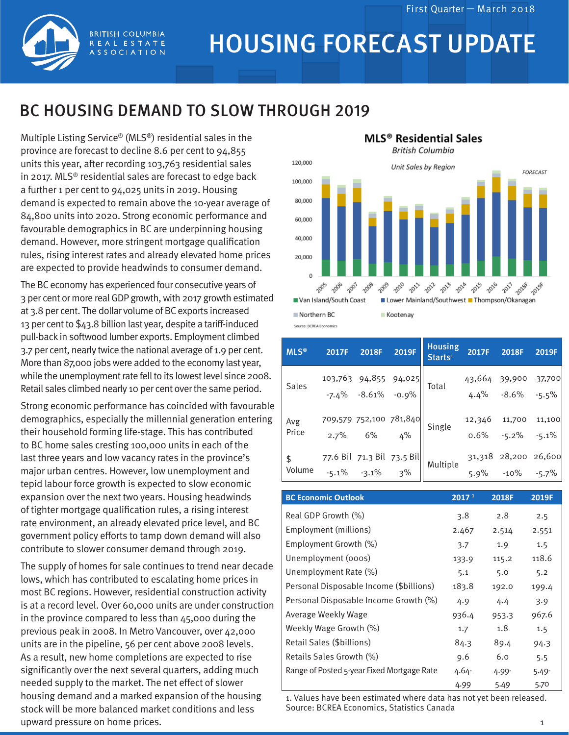# HOUSING FORECAST UPDATE

First Quarter — March 2018

## BC HOUSING DEMAND TO SLOW THROUGH 2019

Multiple Listing Service® (MLS®) residential sales in the province are forecast to decline 8.6 per cent to 94,855 units this year, after recording 103,763 residential sales in 2017. MLS® residential sales are forecast to edge back a further 1 per cent to 94,025 units in 2019. Housing demand is expected to remain above the 10-year average of 84,800 units into 2020. Strong economic performance and favourable demographics in BC are underpinning housing demand. However, more stringent mortgage qualification rules, rising interest rates and already elevated home prices are expected to provide headwinds to consumer demand.

The BC economy has experienced four consecutive years of 3 per cent or more real GDP growth, with 2017 growth estimated at 3.8 per cent. The dollar volume of BC exports increased 13 per cent to $43.8 billion last year, despite a tariff-induced pull-back in softwood lumber exports. Employment climbed 3.7 per cent, nearly twice the national average of 1.9 per cent. More than 87,000 jobs were added to the economy last year, while the unemployment rate fell to its lowest level since 2008. Retail sales climbed nearly 10 per cent over the same period.

Strong economic performance has coincided with favourable demographics, especially the millennial generation entering their household forming life-stage. This has contributed to BC home sales cresting 100,000 units in each of the last three years and low vacancy rates in the province's major urban centres. However, low unemployment and tepid labour force growth is expected to slow economic expansion over the next two years. Housing headwinds of tighter mortgage qualification rules, a rising interest rate environment, an already elevated price level, and BC government policy efforts to tamp down demand will also contribute to slower consumer demand through 2019.

The supply of homes for sale continues to trend near decade lows, which has contributed to escalating home prices in most BC regions. However, residential construction activity is at a record level. Over 60,000 units are under construction in the province compared to less than 45,000 during the previous peak in 2008. In Metro Vancouver, over 42,000 units are in the pipeline, 56 per cent above 2008 levels. As a result, new home completions are expected to rise significantly over the next several quarters, adding much needed supply to the market. The net effect of slower housing demand and a marked expansion of the housing stock will be more balanced market conditions and less upward pressure on home prices.

**MLS® Residential Sales**
*British Columbia*
*Unit Sales by Region*

FORECAST

Van Island/South Coast | Lower Mainland/Southwest | Thompson/Okanagan | Northern BC | Kootenay

Source: BCREA Economics

| MLS® | 2017F | 2018F | 2019F |
|---|---|---|---|
| Sales | 103,763 | 94,855 | 94,025 |
| | -7.4% | -8.61% | -0.9% |
| Avg Price | 709,579 | 752,100 | 781,840 |
| | 2.7% | 6% | 4% |
| $ Volume | 77.6 Bil | 71.3 Bil | 73.5 Bil |
| | -5.1% | -3.1% | 3% |

| Housing Starts[1] | 2017F | 2018F | 2019F |
|---|---|---|---|
| Total | 43,664 | 39,900 | 37,700 |
| | 4.4% | -8.6% | -5.5% |
| Single | 12,346 | 11,700 | 11,100 |
| | 0.6% | -5.2% | -5.1% |
| Multiple | 31,318 | 28,200 | 26,600 |
| | 5.9% | -10% | -5.7% |

| BC Economic Outlook | 2017[1] | 2018F | 2019F |
|---|---|---|---|
| Real GDP Growth (%) | 3.8 | 2.8 | 2.5 |
| Employment (millions) | 2.467 | 2.514 | 2.551 |
| Employment Growth (%) | 3.7 | 1.9 | 1.5 |
| Unemployment (000s) | 133.9 | 115.2 | 118.6 |
| Unemployment Rate (%) | 5.1 | 5.0 | 5.2 |
| Personal Disposable Income ($billions) | 183.8 | 192.0 | 199.4 |
| Personal Disposable Income Growth (%) | 4.9 | 4.4 | 3.9 |
| Average Weekly Wage | 936.4 | 953.3 | 967.6 |
| Weekly Wage Growth (%) | 1.7 | 1.8 | 1.5 |
| Retail Sales ($billions) | 84.3 | 89.4 | 94.3 |
| Retails Sales Growth (%) | 9.6 | 6.0 | 5.5 |
| Range of Posted 5-year Fixed Mortgage Rate | 4.64-4.99 | 4.99-5.49 | 5.49-5.70 |

1. Values have been estimated where data has not yet been released.
Source: BCREA Economics, Statistics Canada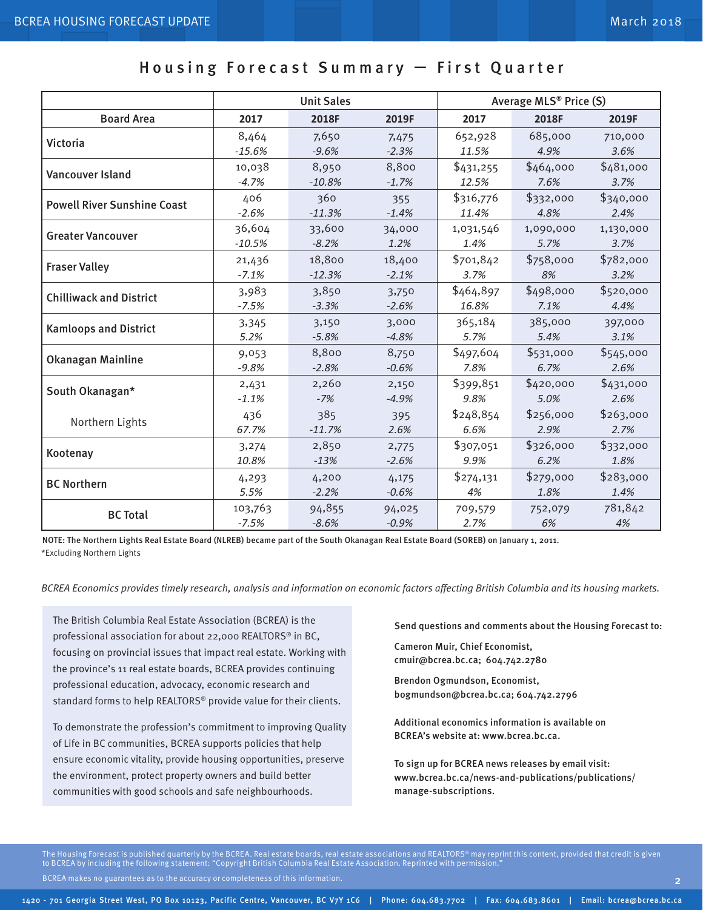# Housing Forecast Summary — First Quarter

| | Unit Sales | | | Average MLS® Price ($) | | |
|---|---|---|---|---|---|---|
| Board Area | 2017 | 2018F | 2019F | 2017 | 2018F | 2019F |
| Victoria | 8,464<br>*-15.6%* | 7,650<br>*-9.6%* | 7,475<br>*-2.3%* | 652,928<br>*11.5%* | 685,000<br>*4.9%* | 710,000<br>*3.6%* |
| Vancouver Island | 10,038<br>*-4.7%* | 8,950<br>*-10.8%* | 8,800<br>*-1.7%* | $431,255<br>*12.5%* | $464,000<br>*7.6%* | $481,000<br>*3.7%* |
| Powell River Sunshine Coast | 406<br>*-2.6%* | 360<br>*-11.3%* | 355<br>*-1.4%* | $316,776<br>*11.4%* | $332,000<br>*4.8%* | $340,000<br>*2.4%* |
| Greater Vancouver | 36,604<br>*-10.5%* | 33,600<br>*-8.2%* | 34,000<br>*1.2%* | 1,031,546<br>*1.4%* | 1,090,000<br>*5.7%* | 1,130,000<br>*3.7%* |
| Fraser Valley | 21,436<br>*-7.1%* | 18,800<br>*-12.3%* | 18,400<br>*-2.1%* | $701,842<br>*3.7%* | $758,000<br>*8%* | $782,000<br>*3.2%* |
| Chilliwack and District | 3,983<br>*-7.5%* | 3,850<br>*-3.3%* | 3,750<br>*-2.6%* | $464,897<br>*16.8%* | $498,000<br>*7.1%* | $520,000<br>*4.4%* |
| Kamloops and District | 3,345<br>*5.2%* | 3,150<br>*-5.8%* | 3,000<br>*-4.8%* | 365,184<br>*5.7%* | 385,000<br>*5.4%* | 397,000<br>*3.1%* |
| Okanagan Mainline | 9,053<br>*-9.8%* | 8,800<br>*-2.8%* | 8,750<br>*-0.6%* | $497,604<br>*7.8%* | $531,000<br>*6.7%* | $545,000<br>*2.6%* |
| South Okanagan* | 2,431<br>*-1.1%* | 2,260<br>*-7%* | 2,150<br>*-4.9%* | $399,851<br>*9.8%* | $420,000<br>*5.0%* | $431,000<br>*2.6%* |
| Northern Lights | 436<br>*67.7%* | 385<br>*-11.7%* | 395<br>*2.6%* | $248,854<br>*6.6%* | $256,000<br>*2.9%* | $263,000<br>*2.7%* |
| Kootenay | 3,274<br>*10.8%* | 2,850<br>*-13%* | 2,775<br>*-2.6%* | $307,051<br>*9.9%* | $326,000<br>*6.2%* | $332,000<br>*1.8%* |
| BC Northern | 4,293<br>*5.5%* | 4,200<br>*-2.2%* | 4,175<br>*-0.6%* | $274,131<br>*4%* | $279,000<br>*1.8%* | $283,000<br>*1.4%* |
| BC Total | 103,763<br>*-7.5%* | 94,855<br>*-8.6%* | 94,025<br>*-0.9%* | 709,579<br>*2.7%* | 752,079<br>*6%* | 781,842<br>*4%* |

**NOTE: The Northern Lights Real Estate Board (NLREB) became part of the South Okanagan Real Estate Board (SOREB) on January 1, 2011.**

*Excluding Northern Lights

*BCREA Economics provides timely research, analysis and information on economic factors affecting British Columbia and its housing markets.*

The British Columbia Real Estate Association (BCREA) is the professional association for about 22,000 REALTORS® in BC, focusing on provincial issues that impact real estate. Working with the province's 11 real estate boards, BCREA provides continuing professional education, advocacy, economic research and standard forms to help REALTORS® provide value for their clients.

To demonstrate the profession's commitment to improving Quality of Life in BC communities, BCREA supports policies that help ensure economic vitality, provide housing opportunities, preserve the environment, protect property owners and build better communities with good schools and safe neighbourhoods.

Send questions and comments about the Housing Forecast to:

Cameron Muir, Chief Economist,
cmuir@bcrea.bc.ca; 604.742.2780

Brendon Ogmundson, Economist,
bogmundson@bcrea.bc.ca; 604.742.2796

Additional economics information is available on BCREA's website at: www.bcrea.bc.ca.

To sign up for BCREA news releases by email visit: www.bcrea.bc.ca/news-and-publications/publications/manage-subscriptions.

The Housing Forecast is published quarterly by the BCREA. Real estate boards, real estate associations and REALTORS® may reprint this content, provided that credit is given to BCREA by including the following statement: "Copyright British Columbia Real Estate Association. Reprinted with permission."

BCREA makes no guarantees as to the accuracy or completeness of this information.

1420 - 701 Georgia Street West, PO Box 10123, Pacific Centre, Vancouver, BC V7Y 1C6 | Phone: 604.683.7702 | Fax: 604.683.8601 | Email: bcrea@bcrea.bc.ca